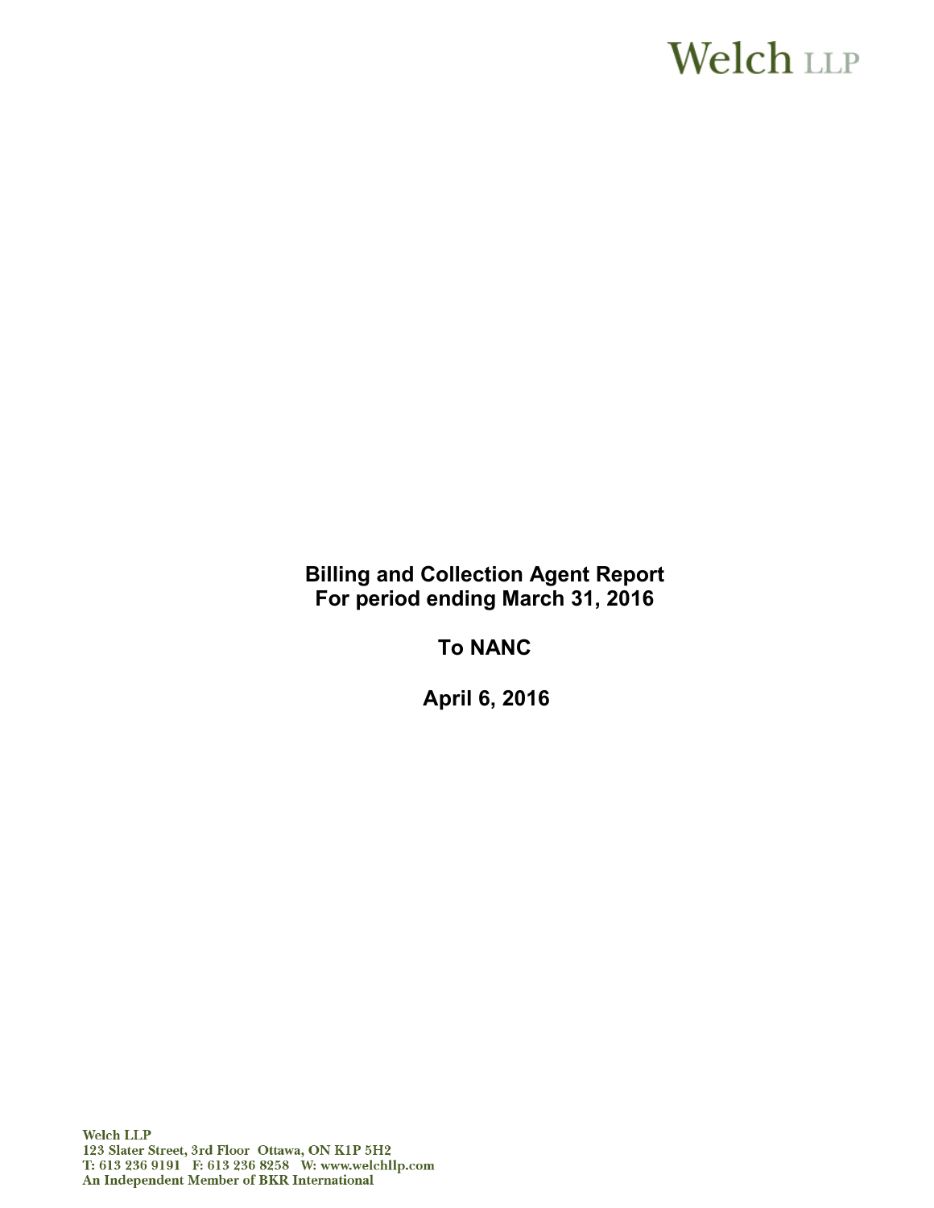Welch LLP

# Billing and Collection Agent Report
# For period ending March 31, 2016

## To NANC

## April 6, 2016

Welch LLP
123 Slater Street, 3rd Floor Ottawa, ON K1P 5H2
T: 613 236 9191 F: 613 236 8258 W: www.welchllp.com
An Independent Member of BKR International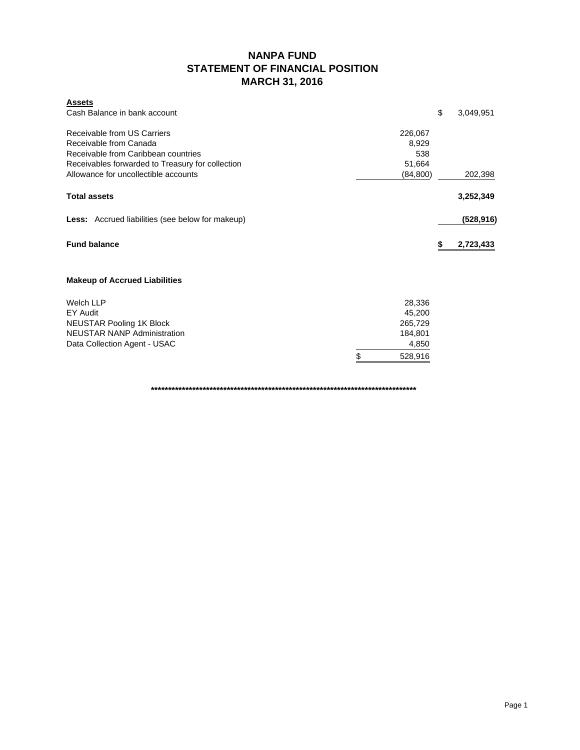# NANPA FUND
## STATEMENT OF FINANCIAL POSITION
## MARCH 31, 2016

| **Assets** | | |
|---|---|---|
| Cash Balance in bank account | | $ 3,049,951 |
| Receivable from US Carriers | 226,067 | |
| Receivable from Canada | 8,929 | |
| Receivable from Caribbean countries | 538 | |
| Receivables forwarded to Treasury for collection | 51,664 | |
| Allowance for uncollectible accounts | (84,800) | 202,398 |
| **Total assets** | | **3,252,349** |
| **Less:** Accrued liabilities (see below for makeup) | | **(528,916)** |
| **Fund balance** | | **$ 2,723,433** |

**Makeup of Accrued Liabilities**

| | |
|---|---|
| Welch LLP | 28,336 |
| EY Audit | 45,200 |
| NEUSTAR Pooling 1K Block | 265,729 |
| NEUSTAR NANP Administration | 184,801 |
| Data Collection Agent - USAC | 4,850 |
| | $ 528,916 |

**********************************************************************************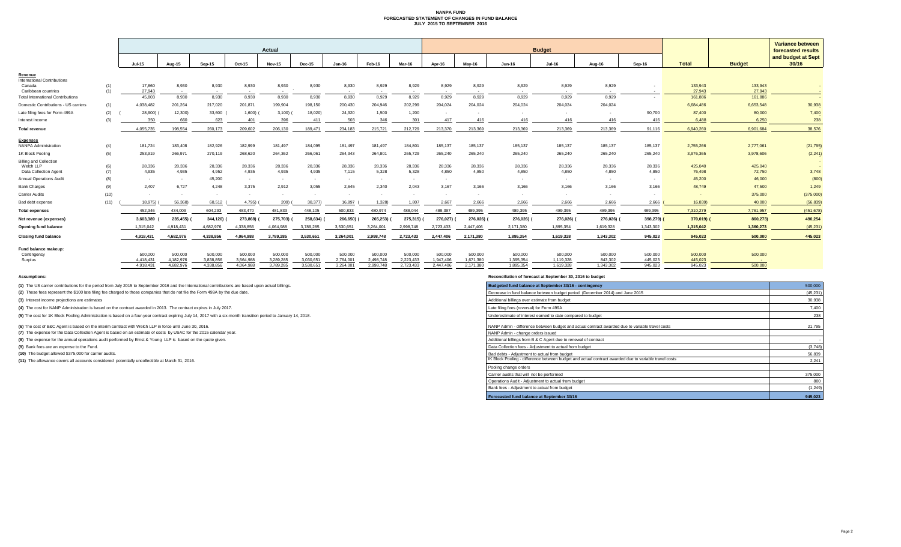# NANPA FUND
## FORECASTED STATEMENT OF CHANGES IN FUND BALANCE
### JULY 2015 TO SEPTEMBER 2016

| | | Actual | | | | | | | | | Budget | | | | | | | | Variance between forecasted results and budget at Sept 30/16 |
|---|---|---|---|---|---|---|---|---|---|---|---|---|---|---|---|---|---|---|---|
| | | Jul-15 | Aug-15 | Sep-15 | Oct-15 | Nov-15 | Dec-15 | Jan-16 | Feb-16 | Mar-16 | Apr-16 | May-16 | Jun-16 | Jul-16 | Aug-16 | Sep-16 | Total | Budget | |
| **Revenue** | | | | | | | | | | | | | | | | | | | |
| International Contributions | | | | | | | | | | | | | | | | | | | |
| Canada | (1) | 17,860 | 8,930 | 8,930 | 8,930 | 8,930 | 8,930 | 8,930 | 8,929 | 8,929 | 8,929 | 8,929 | 8,929 | 8,929 | 8,929 | - | 133,943 | 133,943 | - |
| Caribbean countries | (1) | 27,943 | - | - | - | - | - | - | - | - | - | - | - | - | - | - | 27,943 | 27,943 | - |
| Total International Contributions | | 45,803 | 8,930 | 8,930 | 8,930 | 8,930 | 8,930 | 8,930 | 8,929 | 8,929 | 8,929 | 8,929 | 8,929 | 8,929 | 8,929 | - | 161,886 | 161,886 | - |
| Domestic Contributions - US carriers | (1) | 4,038,482 | 201,264 | 217,020 | 201,871 | 199,904 | 198,150 | 200,430 | 204,946 | 202,299 | 204,024 | 204,024 | 204,024 | 204,024 | 204,024 | | 6,684,486 | 6,653,548 | 30,938 |
| Late filing fees for Form 499A | (2) | (28,900) | (12,300) | 33,600 | (1,600) | (3,100) | (18,020) | 24,320 | 1,500 | 1,200 | - | - | - | - | - | 90,700 | 87,400 | 80,000 | 7,400 |
| Interest income | (3) | 350 | 660 | 623 | 401 | 396 | 411 | 503 | 346 | 301 | 417 | 416 | 416 | 416 | 416 | 416 | 6,488 | 6,250 | 238 |
| **Total revenue** | | 4,055,735 | 198,554 | 260,173 | 209,602 | 206,130 | 189,471 | 234,183 | 215,721 | 212,729 | 213,370 | 213,369 | 213,369 | 213,369 | 213,369 | 91,116 | 6,940,260 | 6,901,684 | 38,576 |
| **Expenses** | | | | | | | | | | | | | | | | | | | |
| NANPA Administration | (4) | 181,724 | 183,408 | 182,926 | 182,999 | 181,497 | 184,095 | 181,497 | 181,497 | 184,801 | 185,137 | 185,137 | 185,137 | 185,137 | 185,137 | 185,137 | 2,755,266 | 2,777,061 | (21,795) |
| 1K Block Pooling | (5) | 253,919 | 266,971 | 270,119 | 268,620 | 264,362 | 266,061 | 264,343 | 264,801 | 265,729 | 265,240 | 265,240 | 265,240 | 265,240 | 265,240 | 265,240 | 3,976,365 | 3,978,606 | (2,241) |
| Billing and Collection | | | | | | | | | | | | | | | | | | | |
| Welch LLP | (6) | 28,336 | 28,336 | 28,336 | 28,336 | 28,336 | 28,336 | 28,336 | 28,336 | 28,336 | 28,336 | 28,336 | 28,336 | 28,336 | 28,336 | 28,336 | 425,040 | 425,040 | - |
| Data Collection Agent | (7) | 4,935 | 4,935 | 4,952 | 4,935 | 4,935 | 4,935 | 7,115 | 5,328 | 5,328 | 4,850 | 4,850 | 4,850 | 4,850 | 4,850 | 4,850 | 76,498 | 72,750 | 3,748 |
| Annual Operations Audit | (8) | - | - | 45,200 | - | - | - | - | - | - | - | | - | - | - | - | 45,200 | 46,000 | (800) |
| Bank Charges | (9) | 2,407 | 6,727 | 4,248 | 3,375 | 2,912 | 3,055 | 2,645 | 2,340 | 2,043 | 3,167 | 3,166 | 3,166 | 3,166 | 3,166 | 3,166 | 48,749 | 47,500 | 1,249 |
| Carrier Audits | (10) | - | - | - | - | - | - | - | - | - | - | - | - | - | - | - | - | 375,000 | (375,000) |
| Bad debt expense | (11) | (18,975) | (56,368) | 68,512 | (4,795) | (209) | (38,377) | 16,897 | (1,328) | 1,807 | 2,667 | 2,666 | 2,666 | 2,666 | 2,666 | 2,666 | (16,839) | 40,000 | (56,839) |
| **Total expenses** | | 452,346 | 434,009 | 604,293 | 483,470 | 481,833 | 448,105 | 500,833 | 480,974 | 488,044 | 489,397 | 489,395 | 489,395 | 489,395 | 489,395 | 489,395 | 7,310,279 | 7,761,957 | (451,678) |
| **Net revenue (expenses)** | | 3,603,389 | (235,455) | (344,120) | (273,868) | (275,703) | (258,634) | (266,650) | (265,253) | (275,315) | (276,027) | (276,026) | (276,026) | (276,026) | (276,026) | (398,279) | (370,019) | (860,273) | 490,254 |
| **Opening fund balance** | | 1,315,042 | 4,918,431 | 4,682,976 | 4,338,856 | 4,064,988 | 3,789,285 | 3,530,651 | 3,264,001 | 2,998,748 | 2,723,433 | 2,447,406 | 2,171,380 | 1,895,354 | 1,619,328 | 1,343,302 | 1,315,042 | 1,360,273 | (45,231) |
| **Closing fund balance** | | 4,918,431 | 4,682,976 | 4,338,856 | 4,064,988 | 3,789,285 | 3,530,651 | 3,264,001 | 2,998,748 | 2,723,433 | 2,447,406 | 2,171,380 | 1,895,354 | 1,619,328 | 1,343,302 | 945,023 | 945,023 | 500,000 | 445,023 |
| **Fund balance makeup:** | | | | | | | | | | | | | | | | | | | |
| Contingency | | 500,000 | 500,000 | 500,000 | 500,000 | 500,000 | 500,000 | 500,000 | 500,000 | 500,000 | 500,000 | 500,000 | 500,000 | 500,000 | 500,000 | 500,000 | 500,000 | 500,000 | |
| Surplus | | 4,418,431 | 4,182,976 | 3,838,856 | 3,564,988 | 3,289,285 | 3,030,651 | 2,764,001 | 2,498,748 | 2,223,433 | 1,947,406 | 1,671,380 | 1,395,354 | 1,119,328 | 843,302 | 445,023 | 445,023 | - | |
| | | 4,918,431 | 4,682,976 | 4,338,856 | 4,064,988 | 3,789,285 | 3,530,651 | 3,264,001 | 2,998,748 | 2,723,433 | 2,447,406 | 2,171,380 | 1,895,354 | 1,619,328 | 1,343,302 | 945,023 | 945,023 | 500,000 | |

**Assumptions:**

**(1)** The US carrier contributions for the period from July 2015 to September 2016 and the International contributions are based upon actual billings.

**(2)** These fees represent the $100 late filing fee charged to those companies that do not file the Form 499A by the due date.

**(3)** Interest income projections are estimates

**(4)** The cost for NANP Administration is based on the contract awarded in 2013. The contract expires in July 2017.

**(5)** The cost for 1K Block Pooling Administration is based on a four-year contract expiring July 14, 2017 with a six-month transition period to January 14, 2018.

**(6)** The cost of B&C Agent is based on the interim contract with Welch LLP in force until June 30, 2016.

**(7)** The expense for the Data Collection Agent is based on an estimate of costs by USAC for the 2015 calendar year.

**(8)** The expense for the annual operations audit performed by Ernst & Young LLP is based on the quote given.

**(9)** Bank fees are an expense to the Fund.

**(10)** The budget allowed $375,000 for carrier audits.

**(11)** The allowance covers all accounts considered potentially uncollectible at March 31, 2016.

**Reconciliation of forecast at September 30, 2016 to budget**

| | |
|---|---|
| **Budgeted fund balance at September 30/16 - contingency** | 500,000 |
| Decrease in fund balance between budget period (December 2014) and June 2015 | (45,231) |
| Additional billings over estimate from budget | 30,938 |
| Late filing fees (reversal) for Form 499A | 7,400 |
| Underestimate of interest earned to date compared to budget | 238 |
| NANP Admin - difference between budget and actual contract awarded due to variable travel costs | 21,795 |
| NANP Admin - change orders issued | |
| Additional billings from B & C Agent due to renewal of contract | - |
| Data Collection fees - Adjustment to actual from budget | (3,748) |
| Bad debts - Adjustment to actual from budget | 56,839 |
| IK Block Pooling - difference between budget and actual contract awarded due to variable travel costs | 2,241 |
| Pooling change orders | |
| Carrier audits that will not be performed | 375,000 |
| Operations Audit - Adjustment to actual from budget | 800 |
| Bank fees - Adjustment to actual from budget | (1,249) |
| **Forecasted fund balance at September 30/16** | **945,023** |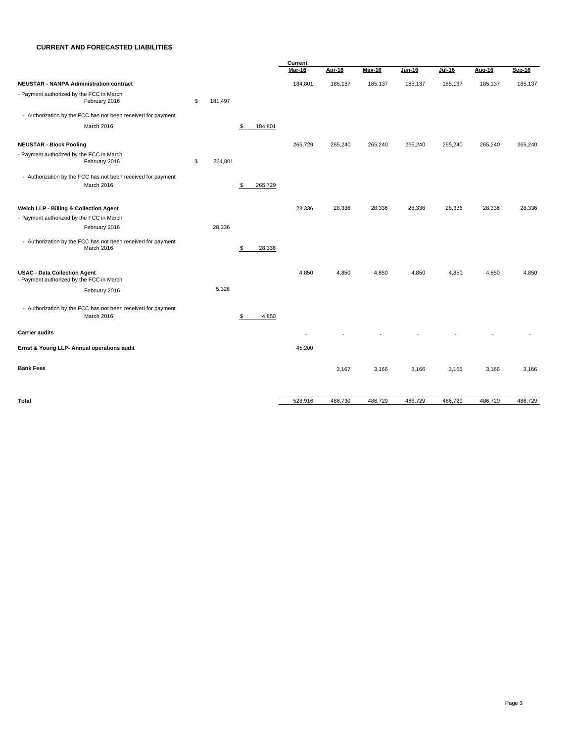# CURRENT AND FORECASTED LIABILITIES

| | | | Current Mar-16 | Apr-16 | May-16 | Jun-16 | Jul-16 | Aug-16 | Sep-16 |
|---|---|---|---|---|---|---|---|---|---|
| **NEUSTAR - NANPA Administration contract** | | | 184,801 | 185,137 | 185,137 | 185,137 | 185,137 | 185,137 | 185,137 |
| - Payment authorized by the FCC in March February 2016 | $ 181,497 | | | | | | | | |
| - Authorization by the FCC has not been received for payment March 2016 | | $ 184,801 | | | | | | | |
| **NEUSTAR - Block Pooling** | | | 265,729 | 265,240 | 265,240 | 265,240 | 265,240 | 265,240 | 265,240 |
| - Payment authorized by the FCC in March February 2016 | $ 264,801 | | | | | | | | |
| - Authorization by the FCC has not been received for payment March 2016 | | $ 265,729 | | | | | | | |
| **Welch LLP - Billing & Collection Agent** | | | 28,336 | 28,336 | 28,336 | 28,336 | 28,336 | 28,336 | 28,336 |
| - Payment authorized by the FCC in March February 2016 | 28,336 | | | | | | | | |
| - Authorization by the FCC has not been received for payment March 2016 | | $ 28,336 | | | | | | | |
| **USAC - Data Collection Agent** | | | 4,850 | 4,850 | 4,850 | 4,850 | 4,850 | 4,850 | 4,850 |
| - Payment authorized by the FCC in March February 2016 | 5,328 | | | | | | | | |
| - Authorization by the FCC has not been received for payment March 2016 | | $ 4,850 | | | | | | | |
| **Carrier audits** | | | - | - | - | - | - | - | - |
| **Ernst & Young LLP- Annual operations audit** | | | 45,200 | | | | | | |
| **Bank Fees** | | | | 3,167 | 3,166 | 3,166 | 3,166 | 3,166 | 3,166 |
| **Total** | | | 528,916 | 486,730 | 486,729 | 486,729 | 486,729 | 486,729 | 486,729 |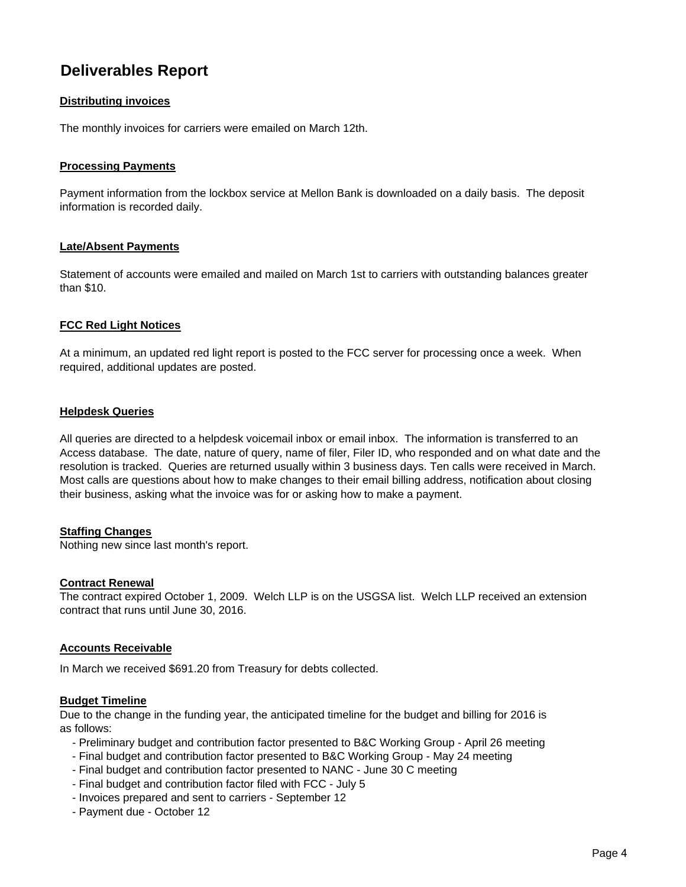# Deliverables Report

**Distributing invoices**

The monthly invoices for carriers were emailed on March 12th.

**Processing Payments**

Payment information from the lockbox service at Mellon Bank is downloaded on a daily basis. The deposit information is recorded daily.

**Late/Absent Payments**

Statement of accounts were emailed and mailed on March 1st to carriers with outstanding balances greater than $10.

**FCC Red Light Notices**

At a minimum, an updated red light report is posted to the FCC server for processing once a week. When required, additional updates are posted.

**Helpdesk Queries**

All queries are directed to a helpdesk voicemail inbox or email inbox. The information is transferred to an Access database. The date, nature of query, name of filer, Filer ID, who responded and on what date and the resolution is tracked. Queries are returned usually within 3 business days. Ten calls were received in March. Most calls are questions about how to make changes to their email billing address, notification about closing their business, asking what the invoice was for or asking how to make a payment.

**Staffing Changes**

Nothing new since last month's report.

**Contract Renewal**

The contract expired October 1, 2009. Welch LLP is on the USGSA list. Welch LLP received an extension contract that runs until June 30, 2016.

**Accounts Receivable**

In March we received $691.20 from Treasury for debts collected.

**Budget Timeline**

Due to the change in the funding year, the anticipated timeline for the budget and billing for 2016 is as follows:

- Preliminary budget and contribution factor presented to B&C Working Group - April 26 meeting
- Final budget and contribution factor presented to B&C Working Group - May 24 meeting
- Final budget and contribution factor presented to NANC - June 30 C meeting
- Final budget and contribution factor filed with FCC - July 5
- Invoices prepared and sent to carriers - September 12
- Payment due - October 12